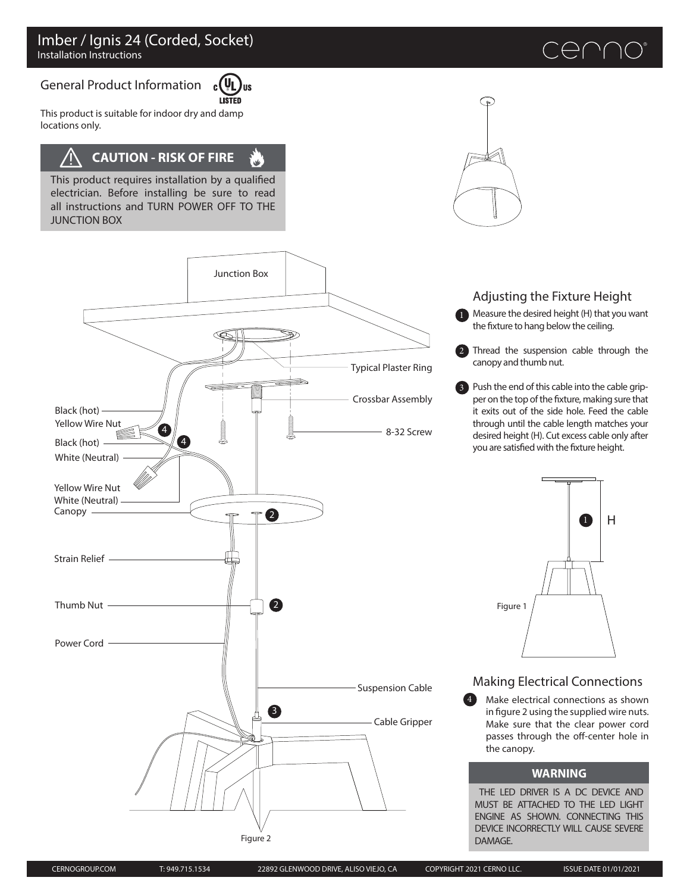# Imber / Ignis 24 (Corded, Socket)

Installation Instructions

## General Product Information

This product is suitable for indoor dry and damp locations only.

### CAUTION - RISK OF FIRE

This product requires installation by a qualified electrician. Before installing be sure to read all instructions and TURN POWER OFF TO THE JUNCTION BOX

Junction Box

Typical Plaster Ring

Crossbar Assembly

8-32 Screw

Black (hot)

Yellow Wire Nut

Black (hot)

White (Neutral)

Yellow Wire Nut

White (Neutral)

Canopy

Strain Relief

Thumb Nut

Power Cord

Suspension Cable

Cable Gripper

Figure 2

## Adjusting the Fixture Height

1. Measure the desired height (H) that you want the fixture to hang below the ceiling.
2. Thread the suspension cable through the canopy and thumb nut.
3. Push the end of this cable into the cable gripper on the top of the fixture, making sure that it exits out of the side hole. Feed the cable through until the cable length matches your desired height (H). Cut excess cable only after you are satisfied with the fixture height.

Figure 1

## Making Electrical Connections

4. Make electrical connections as shown in figure 2 using the supplied wire nuts. Make sure that the clear power cord passes through the off-center hole in the canopy.

### WARNING

THE LED DRIVER IS A DC DEVICE AND MUST BE ATTACHED TO THE LED LIGHT ENGINE AS SHOWN. CONNECTING THIS DEVICE INCORRECTLY WILL CAUSE SEVERE DAMAGE.

CERNOGROUP.COM T: 949.715.1534 22892 GLENWOOD DRIVE, ALISO VIEJO, CA COPYRIGHT 2021 CERNO LLC. ISSUE DATE 01/01/2021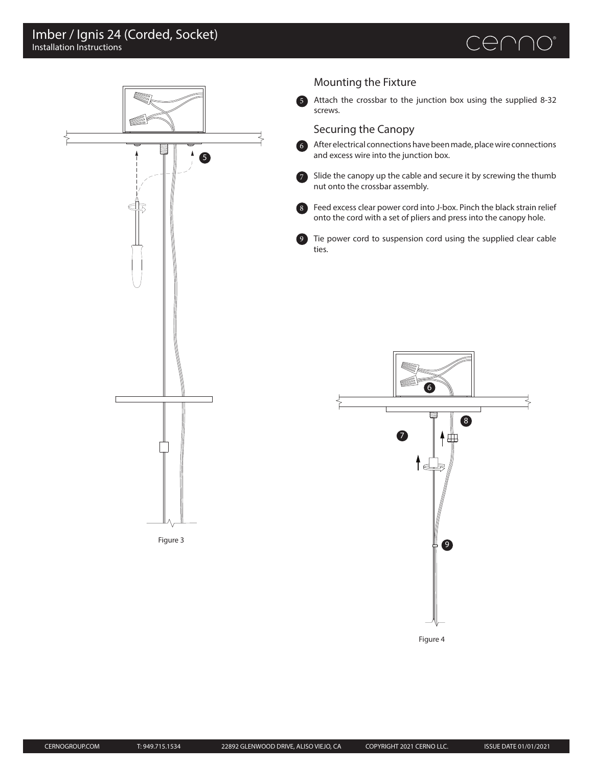## Mounting the Fixture

5. Attach the crossbar to the junction box using the supplied 8-32 screws.

## Securing the Canopy

6. After electrical connections have been made, place wire connections and excess wire into the junction box.

7. Slide the canopy up the cable and secure it by screwing the thumb nut onto the crossbar assembly.

8. Feed excess clear power cord into J-box. Pinch the black strain relief onto the cord with a set of pliers and press into the canopy hole.

9. Tie power cord to suspension cord using the supplied clear cable ties.

5

Figure 3

6

8

7

9

Figure 4